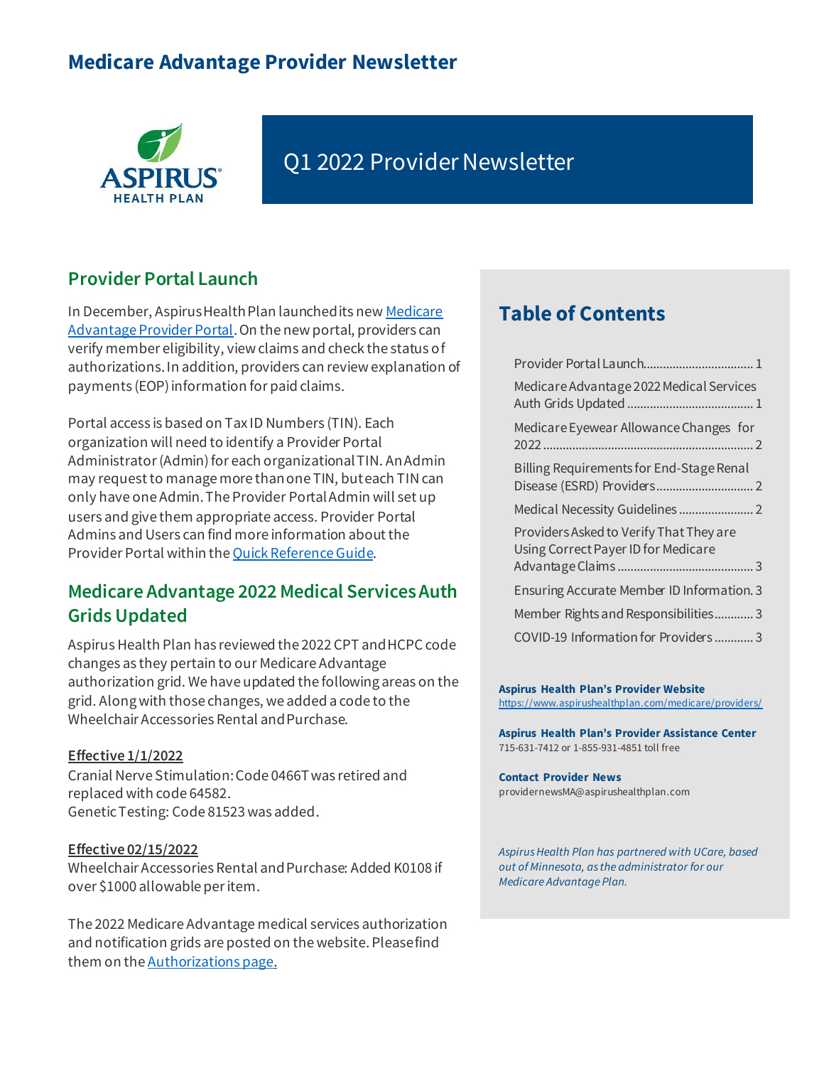# Medicare Advantage Provider Newsletter

ASPIRUS HEALTH PLAN

## Q1 2022 Provider Newsletter

## Provider Portal Launch

In December, Aspirus Health Plan launched its new Medicare Advantage Provider Portal. On the new portal, providers can verify member eligibility, view claims and check the status of authorizations. In addition, providers can review explanation of payments (EOP) information for paid claims.

Portal access is based on Tax ID Numbers (TIN). Each organization will need to identify a Provider Portal Administrator (Admin) for each organizational TIN. An Admin may request to manage more than one TIN, but each TIN can only have one Admin. The Provider Portal Admin will set up users and give them appropriate access. Provider Portal Admins and Users can find more information about the Provider Portal within the Quick Reference Guide.

## Medicare Advantage 2022 Medical Services Auth Grids Updated

Aspirus Health Plan has reviewed the 2022 CPT and HCPC code changes as they pertain to our Medicare Advantage authorization grid. We have updated the following areas on the grid. Along with those changes, we added a code to the Wheelchair Accessories Rental and Purchase.

**Effective 1/1/2022**

Cranial Nerve Stimulation: Code 0466T was retired and replaced with code 64582.
Genetic Testing: Code 81523 was added.

**Effective 02/15/2022**

Wheelchair Accessories Rental and Purchase: Added K0108 if over $1000 allowable per item.

The 2022 Medicare Advantage medical services authorization and notification grids are posted on the website. Please find them on the Authorizations page.

## Table of Contents

- Provider Portal Launch .......... 1
- Medicare Advantage 2022 Medical Services Auth Grids Updated .......... 1
- Medicare Eyewear Allowance Changes for 2022 .......... 2
- Billing Requirements for End-Stage Renal Disease (ESRD) Providers .......... 2
- Medical Necessity Guidelines .......... 2
- Providers Asked to Verify That They are Using Correct Payer ID for Medicare Advantage Claims .......... 3
- Ensuring Accurate Member ID Information .......... 3
- Member Rights and Responsibilities .......... 3
- COVID-19 Information for Providers .......... 3

**Aspirus Health Plan's Provider Website**
https://www.aspirushealthplan.com/medicare/providers/

**Aspirus Health Plan's Provider Assistance Center**
715-631-7412 or 1-855-931-4851 toll free

**Contact Provider News**
providernewsMA@aspirushealthplan.com

*Aspirus Health Plan has partnered with UCare, based out of Minnesota, as the administrator for our Medicare Advantage Plan.*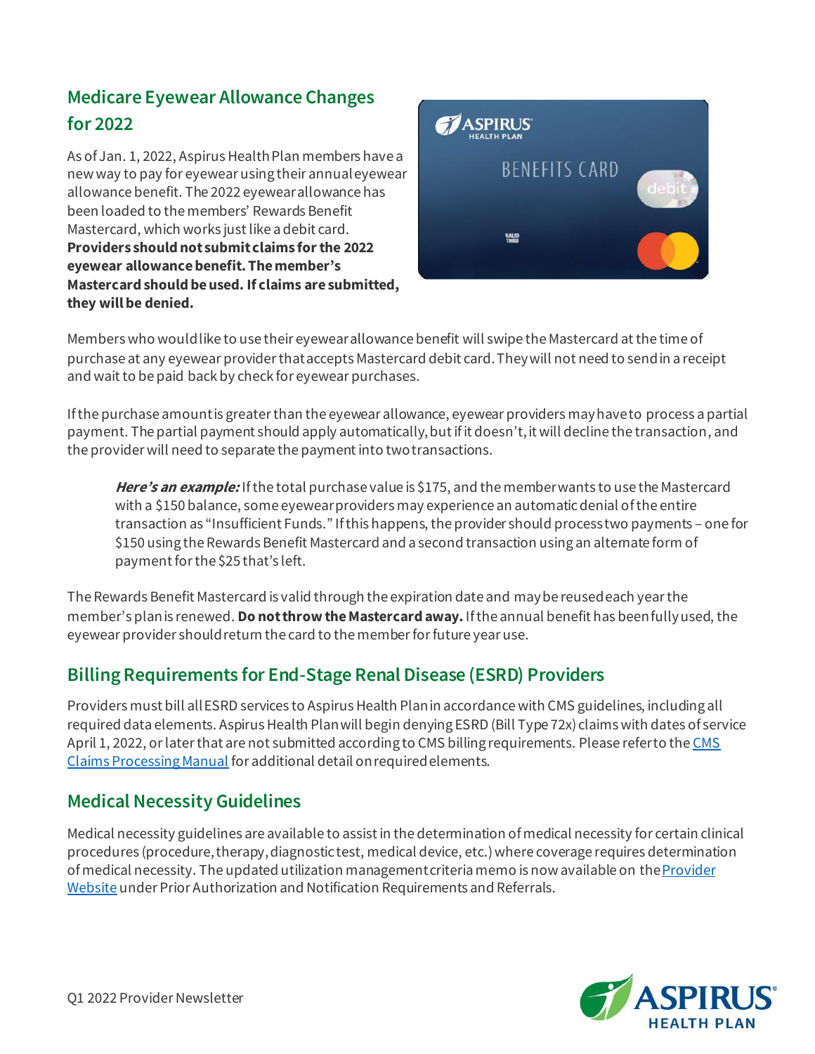## Medicare Eyewear Allowance Changes for 2022

As of Jan. 1, 2022, Aspirus Health Plan members have a new way to pay for eyewear using their annual eyewear allowance benefit. The 2022 eyewear allowance has been loaded to the members' Rewards Benefit Mastercard, which works just like a debit card. **Providers should not submit claims for the 2022 eyewear allowance benefit. The member's Mastercard should be used. If claims are submitted, they will be denied.**

Members who would like to use their eyewear allowance benefit will swipe the Mastercard at the time of purchase at any eyewear provider that accepts Mastercard debit card. They will not need to send in a receipt and wait to be paid back by check for eyewear purchases.

If the purchase amount is greater than the eyewear allowance, eyewear providers may have to process a partial payment. The partial payment should apply automatically, but if it doesn't, it will decline the transaction, and the provider will need to separate the payment into two transactions.

> ***Here's an example:*** If the total purchase value is $175, and the member wants to use the Mastercard with a $150 balance, some eyewear providers may experience an automatic denial of the entire transaction as "Insufficient Funds." If this happens, the provider should process two payments – one for $150 using the Rewards Benefit Mastercard and a second transaction using an alternate form of payment for the $25 that's left.

The Rewards Benefit Mastercard is valid through the expiration date and may be reused each year the member's plan is renewed. **Do not throw the Mastercard away.** If the annual benefit has been fully used, the eyewear provider should return the card to the member for future year use.

## Billing Requirements for End-Stage Renal Disease (ESRD) Providers

Providers must bill all ESRD services to Aspirus Health Plan in accordance with CMS guidelines, including all required data elements. Aspirus Health Plan will begin denying ESRD (Bill Type 72x) claims with dates of service April 1, 2022, or later that are not submitted according to CMS billing requirements. Please refer to the CMS Claims Processing Manual for additional detail on required elements.

## Medical Necessity Guidelines

Medical necessity guidelines are available to assist in the determination of medical necessity for certain clinical procedures (procedure, therapy, diagnostic test, medical device, etc.) where coverage requires determination of medical necessity. The updated utilization management criteria memo is now available on the Provider Website under Prior Authorization and Notification Requirements and Referrals.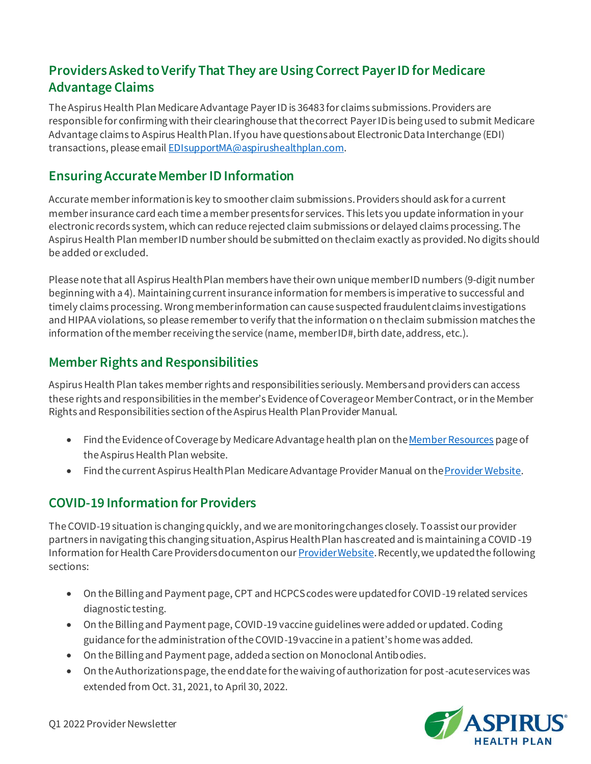## Providers Asked to Verify That They are Using Correct Payer ID for Medicare Advantage Claims

The Aspirus Health Plan Medicare Advantage Payer ID is 36483 for claims submissions. Providers are responsible for confirming with their clearinghouse that the correct Payer ID is being used to submit Medicare Advantage claims to Aspirus Health Plan. If you have questions about Electronic Data Interchange (EDI) transactions, please email EDIsupportMA@aspirushealthplan.com.

## Ensuring Accurate Member ID Information

Accurate member information is key to smoother claim submissions. Providers should ask for a current member insurance card each time a member presents for services. This lets you update information in your electronic records system, which can reduce rejected claim submissions or delayed claims processing. The Aspirus Health Plan member ID number should be submitted on the claim exactly as provided. No digits should be added or excluded.

Please note that all Aspirus Health Plan members have their own unique member ID numbers (9-digit number beginning with a 4). Maintaining current insurance information for members is imperative to successful and timely claims processing. Wrong member information can cause suspected fraudulent claims investigations and HIPAA violations, so please remember to verify that the information on the claim submission matches the information of the member receiving the service (name, member ID#, birth date, address, etc.).

## Member Rights and Responsibilities

Aspirus Health Plan takes member rights and responsibilities seriously. Members and providers can access these rights and responsibilities in the member's Evidence of Coverage or Member Contract, or in the Member Rights and Responsibilities section of the Aspirus Health Plan Provider Manual.

- Find the Evidence of Coverage by Medicare Advantage health plan on the Member Resources page of the Aspirus Health Plan website.
- Find the current Aspirus Health Plan Medicare Advantage Provider Manual on the Provider Website.

## COVID-19 Information for Providers

The COVID-19 situation is changing quickly, and we are monitoring changes closely. To assist our provider partners in navigating this changing situation, Aspirus Health Plan has created and is maintaining a COVID-19 Information for Health Care Providers document on our Provider Website. Recently, we updated the following sections:

- On the Billing and Payment page, CPT and HCPCS codes were updated for COVID-19 related services diagnostic testing.
- On the Billing and Payment page, COVID-19 vaccine guidelines were added or updated. Coding guidance for the administration of the COVID-19 vaccine in a patient's home was added.
- On the Billing and Payment page, added a section on Monoclonal Antibodies.
- On the Authorizations page, the end date for the waiving of authorization for post-acute services was extended from Oct. 31, 2021, to April 30, 2022.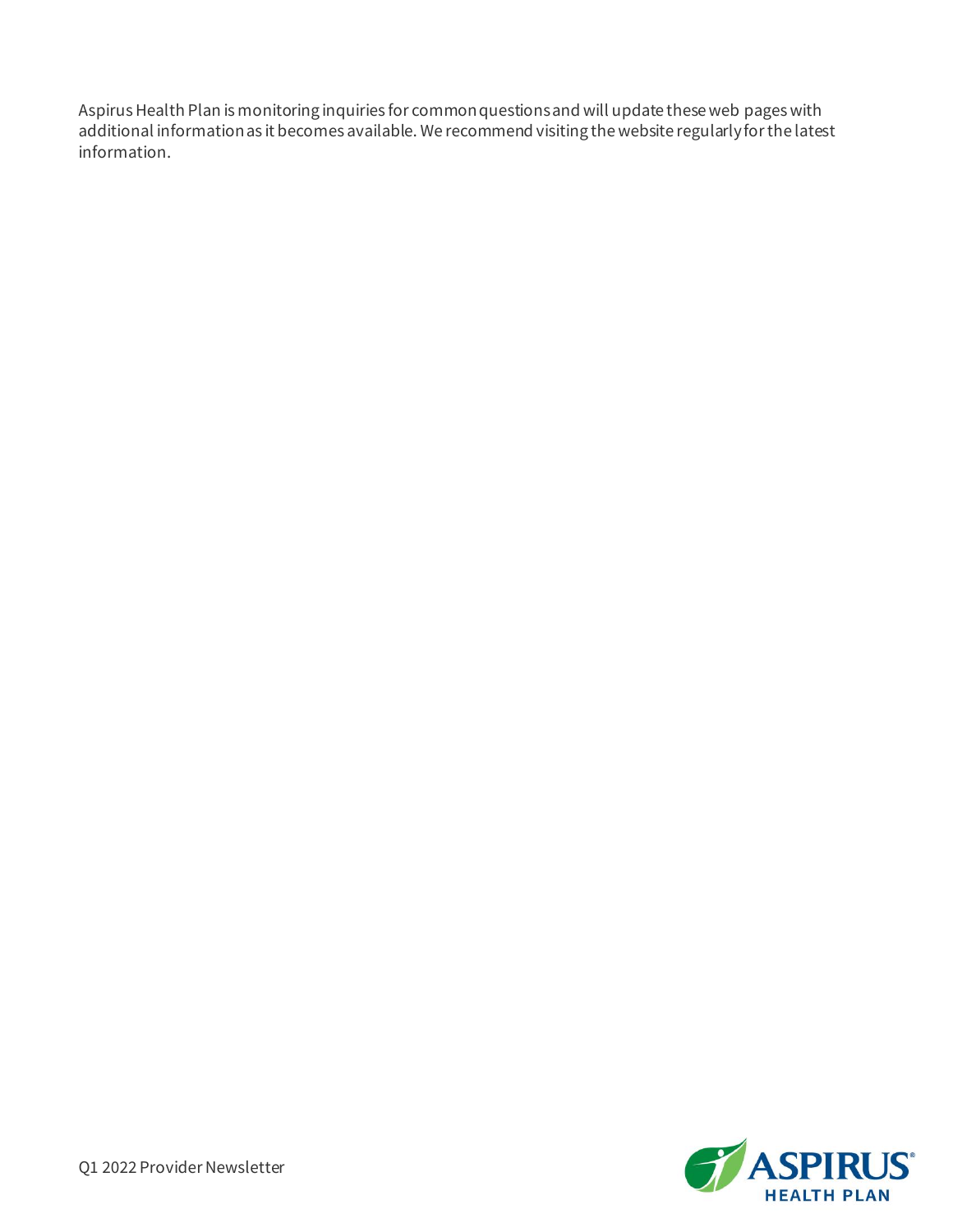Aspirus Health Plan is monitoring inquiries for common questions and will update these web pages with additional information as it becomes available. We recommend visiting the website regularly for the latest information.